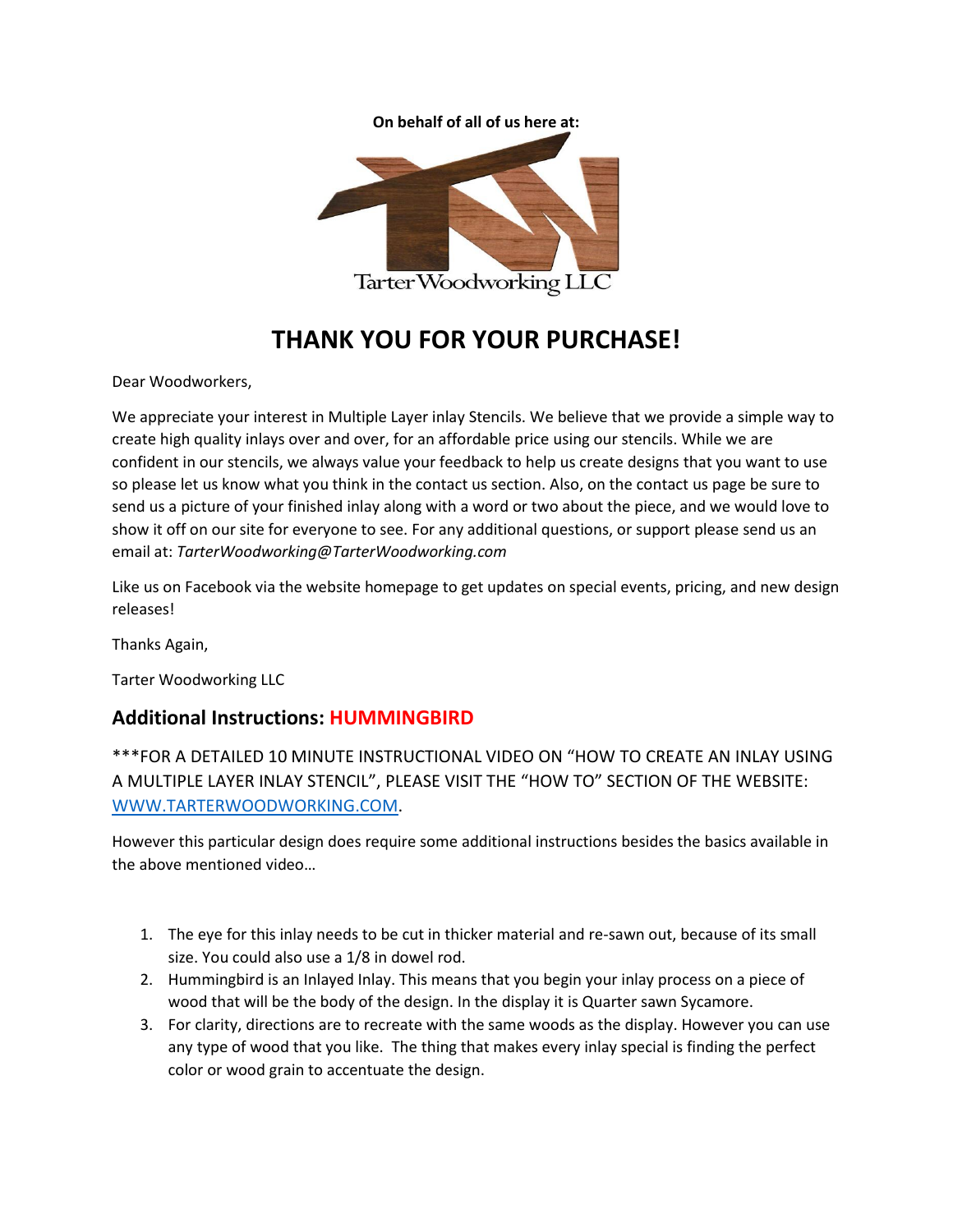**On behalf of all of us here at:**

Tarter Woodworking LLC

# THANK YOU FOR YOUR PURCHASE!

Dear Woodworkers,

We appreciate your interest in Multiple Layer inlay Stencils. We believe that we provide a simple way to create high quality inlays over and over, for an affordable price using our stencils. While we are confident in our stencils, we always value your feedback to help us create designs that you want to use so please let us know what you think in the contact us section. Also, on the contact us page be sure to send us a picture of your finished inlay along with a word or two about the piece, and we would love to show it off on our site for everyone to see. For any additional questions, or support please send us an email at: *TarterWoodworking@TarterWoodworking.com*

Like us on Facebook via the website homepage to get updates on special events, pricing, and new design releases!

Thanks Again,

Tarter Woodworking LLC

## Additional Instructions: HUMMINGBIRD

***FOR A DETAILED 10 MINUTE INSTRUCTIONAL VIDEO ON "HOW TO CREATE AN INLAY USING A MULTIPLE LAYER INLAY STENCIL", PLEASE VISIT THE "HOW TO" SECTION OF THE WEBSITE: [WWW.TARTERWOODWORKING.COM](http://WWW.TARTERWOODWORKING.COM).

However this particular design does require some additional instructions besides the basics available in the above mentioned video…

1. The eye for this inlay needs to be cut in thicker material and re-sawn out, because of its small size. You could also use a 1/8 in dowel rod.
2. Hummingbird is an Inlayed Inlay. This means that you begin your inlay process on a piece of wood that will be the body of the design. In the display it is Quarter sawn Sycamore.
3. For clarity, directions are to recreate with the same woods as the display. However you can use any type of wood that you like. The thing that makes every inlay special is finding the perfect color or wood grain to accentuate the design.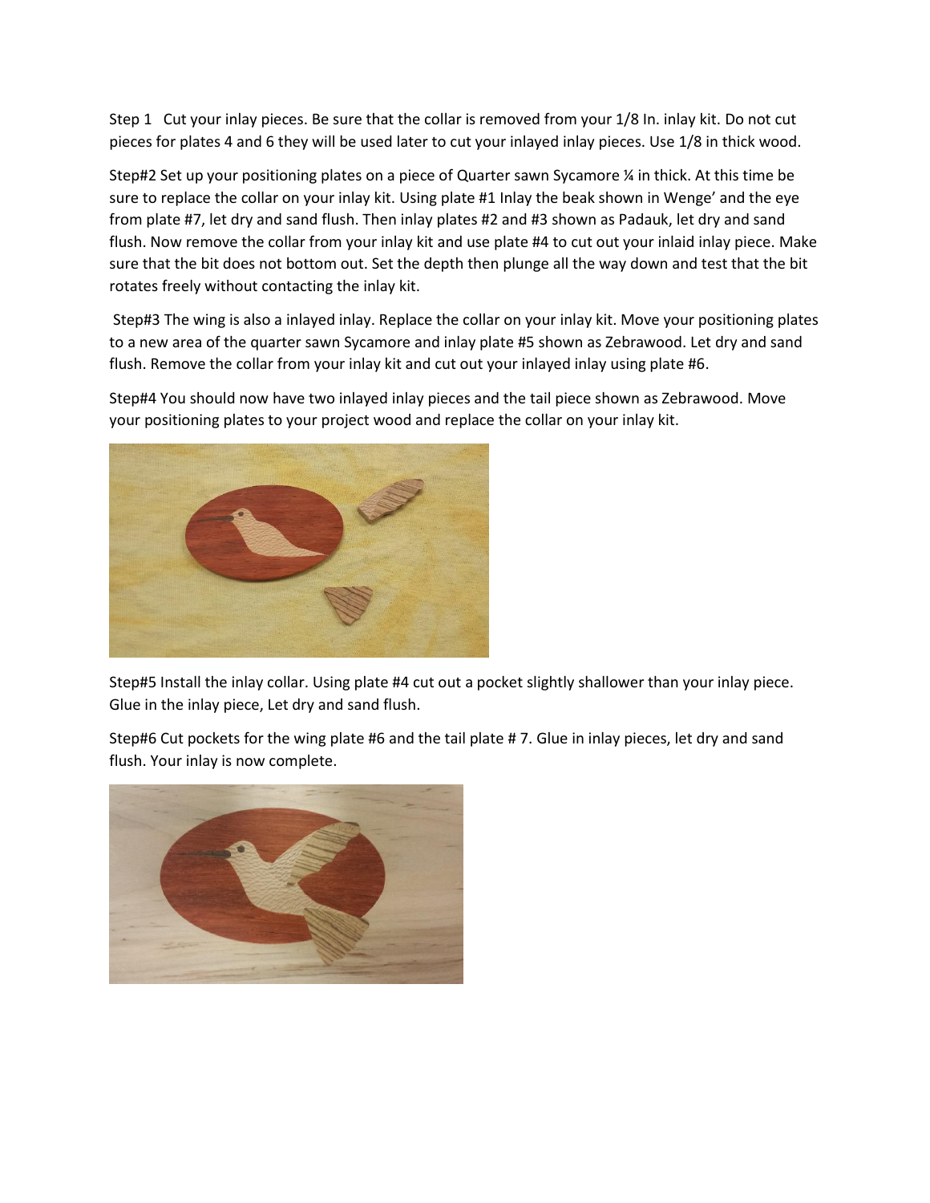Step 1 Cut your inlay pieces. Be sure that the collar is removed from your 1/8 In. inlay kit. Do not cut pieces for plates 4 and 6 they will be used later to cut your inlayed inlay pieces. Use 1/8 in thick wood.

Step#2 Set up your positioning plates on a piece of Quarter sawn Sycamore ¼ in thick. At this time be sure to replace the collar on your inlay kit. Using plate #1 Inlay the beak shown in Wenge' and the eye from plate #7, let dry and sand flush. Then inlay plates #2 and #3 shown as Padauk, let dry and sand flush. Now remove the collar from your inlay kit and use plate #4 to cut out your inlaid inlay piece. Make sure that the bit does not bottom out. Set the depth then plunge all the way down and test that the bit rotates freely without contacting the inlay kit.

Step#3 The wing is also a inlayed inlay. Replace the collar on your inlay kit. Move your positioning plates to a new area of the quarter sawn Sycamore and inlay plate #5 shown as Zebrawood. Let dry and sand flush. Remove the collar from your inlay kit and cut out your inlayed inlay using plate #6.

Step#4 You should now have two inlayed inlay pieces and the tail piece shown as Zebrawood. Move your positioning plates to your project wood and replace the collar on your inlay kit.

Step#5 Install the inlay collar. Using plate #4 cut out a pocket slightly shallower than your inlay piece. Glue in the inlay piece, Let dry and sand flush.

Step#6 Cut pockets for the wing plate #6 and the tail plate # 7. Glue in inlay pieces, let dry and sand flush. Your inlay is now complete.